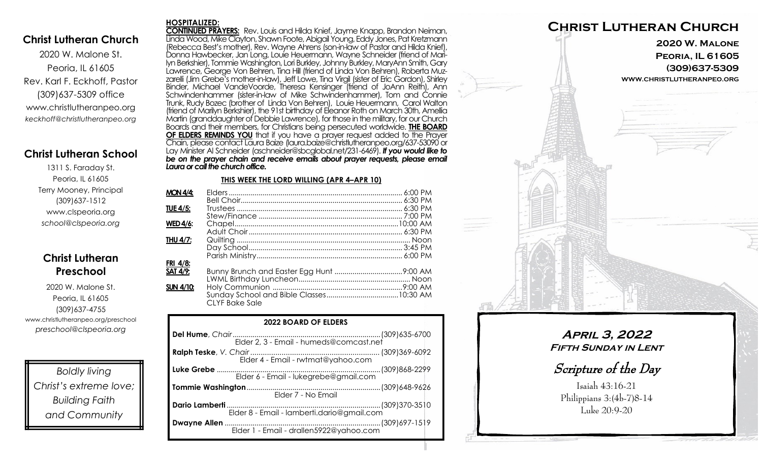## Christ Lutheran Church

2020 W. Malone St.
Peoria, IL 61605
Rev. Karl F. Eckhoff, Pastor
(309)637-5309 office
www.christlutheranpeo.org
*keckhoff@christlutheranpeo.org*

## Christ Lutheran School

1311 S. Faraday St.
Peoria, IL 61605
Terry Mooney, Principal
(309)637-1512
www.clspeoria.org
*school@clspeoria.org*

## Christ Lutheran Preschool

2020 W. Malone St.
Peoria, IL 61605
(309)637-4755
www.christlutheranpeo.org/preschool
*preschool@clspeoria.org*

*Boldly living Christ's extreme love; Building Faith and Community*

**HOSPITALIZED:**

**CONTINUED PRAYERS:** Rev. Louis and Hilda Knief, Jayme Knapp, Brandon Neiman, Linda Wood, Mike Clayton, Shawn Foote, Abigail Young, Eddy Jones, Pat Kretzmann (Rebecca Best's mother), Rev. Wayne Ahrens (son-in-law of Pastor and Hilda Knief), Donna Hawbecker, Jan Long, Louie Heuermann, Wayne Schneider (friend of Marilyn Berkshier), Tommie Washington, Lori Burkley, Johnny Burkley, MaryAnn Smith, Gary Lawrence, George Von Behren, Tina Hill (friend of Linda Von Behren), Roberta Muzzarelli (Jim Grebe's mother-in-law), Jeff Lowe, Tina Virgil (sister of Eric Gordon), Shirley Binder, Michael VandeVoorde, Theresa Kensinger (friend of JoAnn Reith), Ann Schwindenhammer (sister-in-law of Mike Schwindenhammer), Tom and Connie Trunk, Rudy Bozec (brother of Linda Von Behren), Louie Heuermann, Carol Walton (friend of Marilyn Berkshier), the 91st birthday of Eleanor Roth on March 30th, Amellia Martin (granddaughter of Debbie Lawrence), for those in the military, for our Church Boards and their members, for Christians being persecuted worldwide. **THE BOARD OF ELDERS REMINDS YOU** that if you have a prayer request added to the Prayer Chain, please contact Laura Baize (laura.baize@christlutheranpeo.org/637-53090 or Lay Minister Al Schneider (aschneider@sbcglobal.net/231-6469). ***If you would like to be on the prayer chain and receive emails about prayer requests, please email Laura or call the church office.***

**THIS WEEK THE LORD WILLING (APR 4–APR 10)**

| | | |
|---|---|---|
| **MON 4/4:** | Elders | 6:00 PM |
| | Bell Choir | 6:30 PM |
| **TUE 4/5:** | Trustees | 6:30 PM |
| | Stew/Finance | 7:00 PM |
| **WED 4/6:** | Chapel | 10:00 AM |
| | Adult Choir | 6:30 PM |
| **THU 4/7:** | Quilting | Noon |
| | Day School | 3:45 PM |
| | Parish Ministry | 6:00 PM |
| **FRI 4/8:** | | |
| **SAT 4/9:** | Bunny Brunch and Easter Egg Hunt | 9:00 AM |
| | LWML Birthday Luncheon | Noon |
| **SUN 4/10:** | Holy Communion | 9:00 AM |
| | Sunday School and Bible Classes | 10:30 AM |
| | CLYF Bake Sale | |

**2022 BOARD OF ELDERS**

| | |
|---|---|
| **Del Hume**, *Chair* — Elder 2, 3 - Email - humeds@comcast.net | (309)635-6700 |
| **Ralph Teske**, *V. Chair* — Elder 4 - Email - rwtmat@yahoo.com | (309)369-6092 |
| **Luke Grebe** — Elder 6 - Email - lukegrebe@gmail.com | (309)868-2299 |
| **Tommie Washington** — Elder 7 - No Email | (309)648-9626 |
| **Dario Lamberti** — Elder 8 - Email - lamberti.dario@gmail.com | (309)370-3510 |
| **Dwayne Allen** — Elder 1 - Email - drallen5922@yahoo.com | (309)697-1519 |

# Christ Lutheran Church

**2020 W. Malone**
**Peoria, IL 61605**
**(309)637-5309**
**www.christlutheranpeo.org**

## *April 3, 2022*
### *Fifth Sunday in Lent*

## *Scripture of the Day*

Isaiah 43:16-21
Philippians 3:(4b-7)8-14
Luke 20:9-20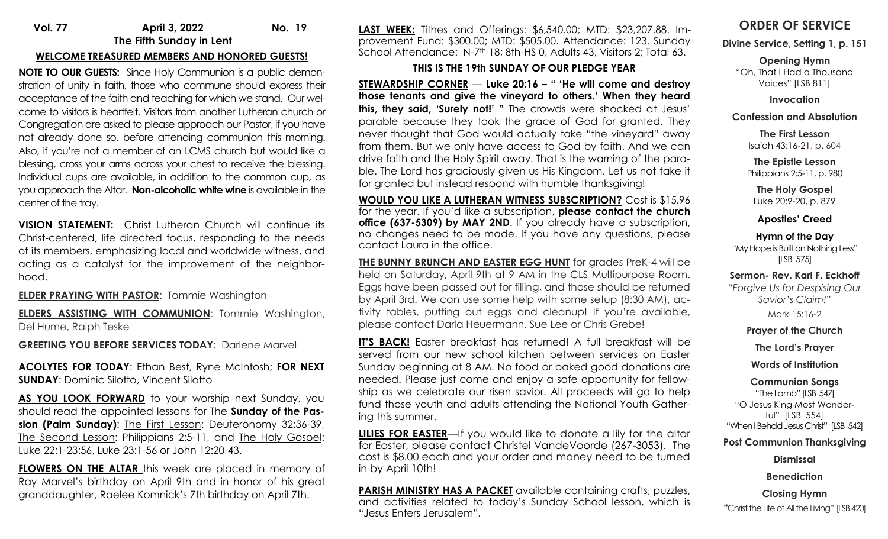**Vol. 77** **April 3, 2022** **No. 19**

**The Fifth Sunday in Lent**

**WELCOME TREASURED MEMBERS AND HONORED GUESTS!**

**NOTE TO OUR GUESTS:** Since Holy Communion is a public demonstration of unity in faith, those who commune should express their acceptance of the faith and teaching for which we stand. Our welcome to visitors is heartfelt. Visitors from another Lutheran church or Congregation are asked to please approach our Pastor, if you have not already done so, before attending communion this morning. Also, if you're not a member of an LCMS church but would like a blessing, cross your arms across your chest to receive the blessing. Individual cups are available, in addition to the common cup, as you approach the Altar. **Non-alcoholic white wine** is available in the center of the tray.

**VISION STATEMENT:** Christ Lutheran Church will continue its Christ-centered, life directed focus, responding to the needs of its members, emphasizing local and worldwide witness, and acting as a catalyst for the improvement of the neighborhood.

**ELDER PRAYING WITH PASTOR**: Tommie Washington

**ELDERS ASSISTING WITH COMMUNION**: Tommie Washington, Del Hume, Ralph Teske

**GREETING YOU BEFORE SERVICES TODAY**: Darlene Marvel

**ACOLYTES FOR TODAY**: Ethan Best, Ryne McIntosh; **FOR NEXT SUNDAY**: Dominic Silotto, Vincent Silotto

**AS YOU LOOK FORWARD** to your worship next Sunday, you should read the appointed lessons for The **Sunday of the Passion (Palm Sunday)**: The First Lesson: Deuteronomy 32:36-39, The Second Lesson: Philippians 2:5-11, and The Holy Gospel: Luke 22:1-23:56, Luke 23:1-56 or John 12:20-43.

**FLOWERS ON THE ALTAR** this week are placed in memory of Ray Marvel's birthday on April 9th and in honor of his great granddaughter, Raelee Komnick's 7th birthday on April 7th.

**LAST WEEK:** Tithes and Offerings: $6,540.00; MTD: $23,207.88. Improvement Fund: $300.00; MTD: $505.00. Attendance: 123. Sunday School Attendance: N-7th 18; 8th-HS 0, Adults 43, Visitors 2; Total 63.

**THIS IS THE 19th SUNDAY OF OUR PLEDGE YEAR**

**STEWARDSHIP CORNER** — **Luke 20:16 – " 'He will come and destroy those tenants and give the vineyard to others.' When they heard this, they said, 'Surely not!' "** The crowds were shocked at Jesus' parable because they took the grace of God for granted. They never thought that God would actually take "the vineyard" away from them. But we only have access to God by faith. And we can drive faith and the Holy Spirit away. That is the warning of the parable. The Lord has graciously given us His Kingdom. Let us not take it for granted but instead respond with humble thanksgiving!

**WOULD YOU LIKE A LUTHERAN WITNESS SUBSCRIPTION?** Cost is $15.96 for the year. If you'd like a subscription, **please contact the church office (637-5309) by MAY 2ND**. If you already have a subscription, no changes need to be made. If you have any questions, please contact Laura in the office.

**THE BUNNY BRUNCH AND EASTER EGG HUNT** for grades PreK-4 will be held on Saturday, April 9th at 9 AM in the CLS Multipurpose Room. Eggs have been passed out for filling, and those should be returned by April 3rd. We can use some help with some setup (8:30 AM), activity tables, putting out eggs and cleanup! If you're available, please contact Darla Heuermann, Sue Lee or Chris Grebe!

**IT'S BACK!** Easter breakfast has returned! A full breakfast will be served from our new school kitchen between services on Easter Sunday beginning at 8 AM. No food or baked good donations are needed. Please just come and enjoy a safe opportunity for fellowship as we celebrate our risen savior. All proceeds will go to help fund those youth and adults attending the National Youth Gathering this summer.

**LILIES FOR EASTER**—If you would like to donate a lily for the altar for Easter, please contact Christel VandeVoorde (267-3053). The cost is $8.00 each and your order and money need to be turned in by April 10th!

**PARISH MINISTRY HAS A PACKET** available containing crafts, puzzles, and activities related to today's Sunday School lesson, which is "Jesus Enters Jerusalem".

## ORDER OF SERVICE

**Divine Service, Setting 1, p. 151**

**Opening Hymn**
"Oh, That I Had a Thousand Voices" [LSB 811]

**Invocation**

**Confession and Absolution**

**The First Lesson**
Isaiah 43:16-21, p. 604

**The Epistle Lesson**
Philippians 2:5-11, p. 980

**The Holy Gospel**
Luke 20:9-20, p. 879

**Apostles' Creed**

**Hymn of the Day**
"My Hope is Built on Nothing Less" [LSB 575]

**Sermon- Rev. Karl F. Eckhoff**
*"Forgive Us for Despising Our Savior's Claim!"*
Mark 15:16-2

**Prayer of the Church**

**The Lord's Prayer**

**Words of Institution**

**Communion Songs**
"The Lamb" [LSB 547]
"O Jesus King Most Wonderful" [LSB 554]
"When I Behold Jesus Christ" [LSB 542]

**Post Communion Thanksgiving**

**Dismissal**

**Benediction**

**Closing Hymn**
"Christ the Life of All the Living" [LSB 420]